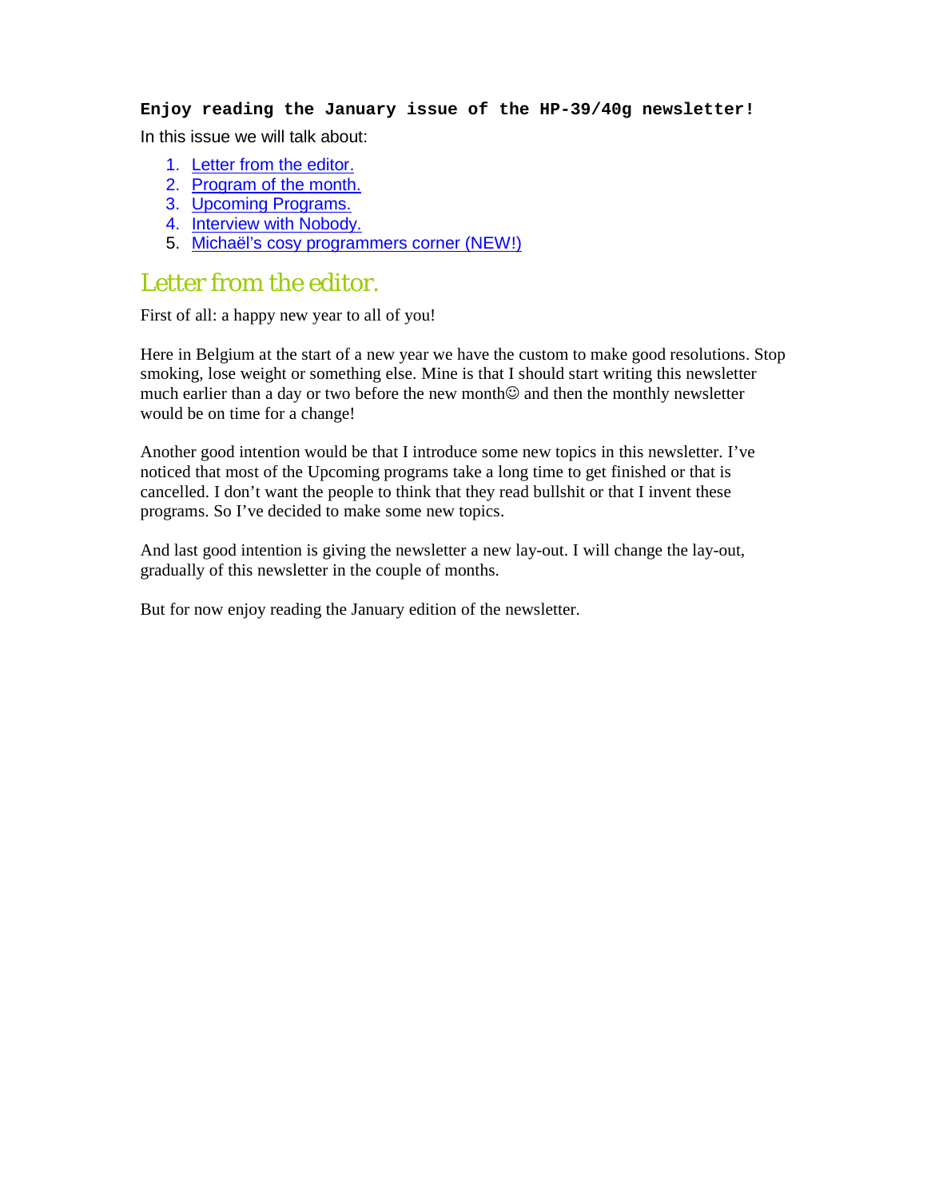**Enjoy reading the January issue of the HP-39/40g newsletter!**

In this issue we will talk about:

1. Letter from the editor.
2. Program of the month.
3. Upcoming Programs.
4. Interview with Nobody.
5. Michaël's cosy programmers corner (NEW!)

## Letter from the editor.

First of all: a happy new year to all of you!

Here in Belgium at the start of a new year we have the custom to make good resolutions. Stop smoking, lose weight or something else. Mine is that I should start writing this newsletter much earlier than a day or two before the new month☺ and then the monthly newsletter would be on time for a change!

Another good intention would be that I introduce some new topics in this newsletter. I've noticed that most of the Upcoming programs take a long time to get finished or that is cancelled. I don't want the people to think that they read bullshit or that I invent these programs. So I've decided to make some new topics.

And last good intention is giving the newsletter a new lay-out. I will change the lay-out, gradually of this newsletter in the couple of months.

But for now enjoy reading the January edition of the newsletter.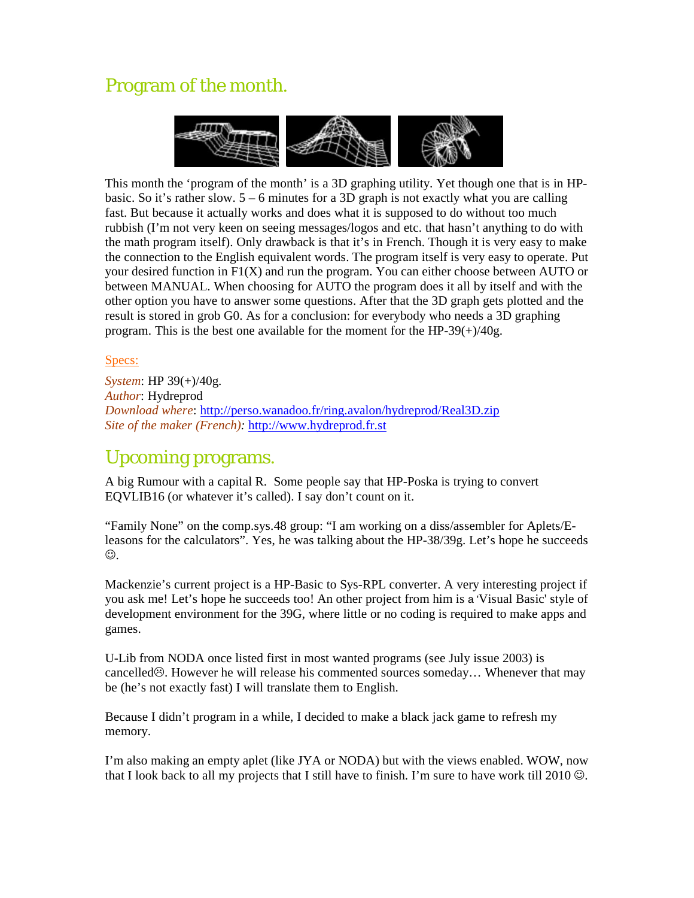## Program of the month.

This month the 'program of the month' is a 3D graphing utility. Yet though one that is in HP-basic. So it's rather slow. 5 – 6 minutes for a 3D graph is not exactly what you are calling fast. But because it actually works and does what it is supposed to do without too much rubbish (I'm not very keen on seeing messages/logos and etc. that hasn't anything to do with the math program itself). Only drawback is that it's in French. Though it is very easy to make the connection to the English equivalent words. The program itself is very easy to operate. Put your desired function in F1(X) and run the program. You can either choose between AUTO or between MANUAL. When choosing for AUTO the program does it all by itself and with the other option you have to answer some questions. After that the 3D graph gets plotted and the result is stored in grob G0. As for a conclusion: for everybody who needs a 3D graphing program. This is the best one available for the moment for the HP-39(+)/40g.

Specs:

*System*: HP 39(+)/40g.
*Author*: Hydreprod
*Download where*: http://perso.wanadoo.fr/ring.avalon/hydreprod/Real3D.zip
*Site of the maker (French):* http://www.hydreprod.fr.st

## Upcoming programs.

A big Rumour with a capital R. Some people say that HP-Poska is trying to convert EQVLIB16 (or whatever it's called). I say don't count on it.

"Family None" on the comp.sys.48 group: "I am working on a diss/assembler for Aplets/E-leasons for the calculators". Yes, he was talking about the HP-38/39g. Let's hope he succeeds ☺.

Mackenzie's current project is a HP-Basic to Sys-RPL converter. A very interesting project if you ask me! Let's hope he succeeds too! An other project from him is a 'Visual Basic' style of development environment for the 39G, where little or no coding is required to make apps and games.

U-Lib from NODA once listed first in most wanted programs (see July issue 2003) is cancelled☹. However he will release his commented sources someday… Whenever that may be (he's not exactly fast) I will translate them to English.

Because I didn't program in a while, I decided to make a black jack game to refresh my memory.

I'm also making an empty aplet (like JYA or NODA) but with the views enabled. WOW, now that I look back to all my projects that I still have to finish. I'm sure to have work till 2010 ☺.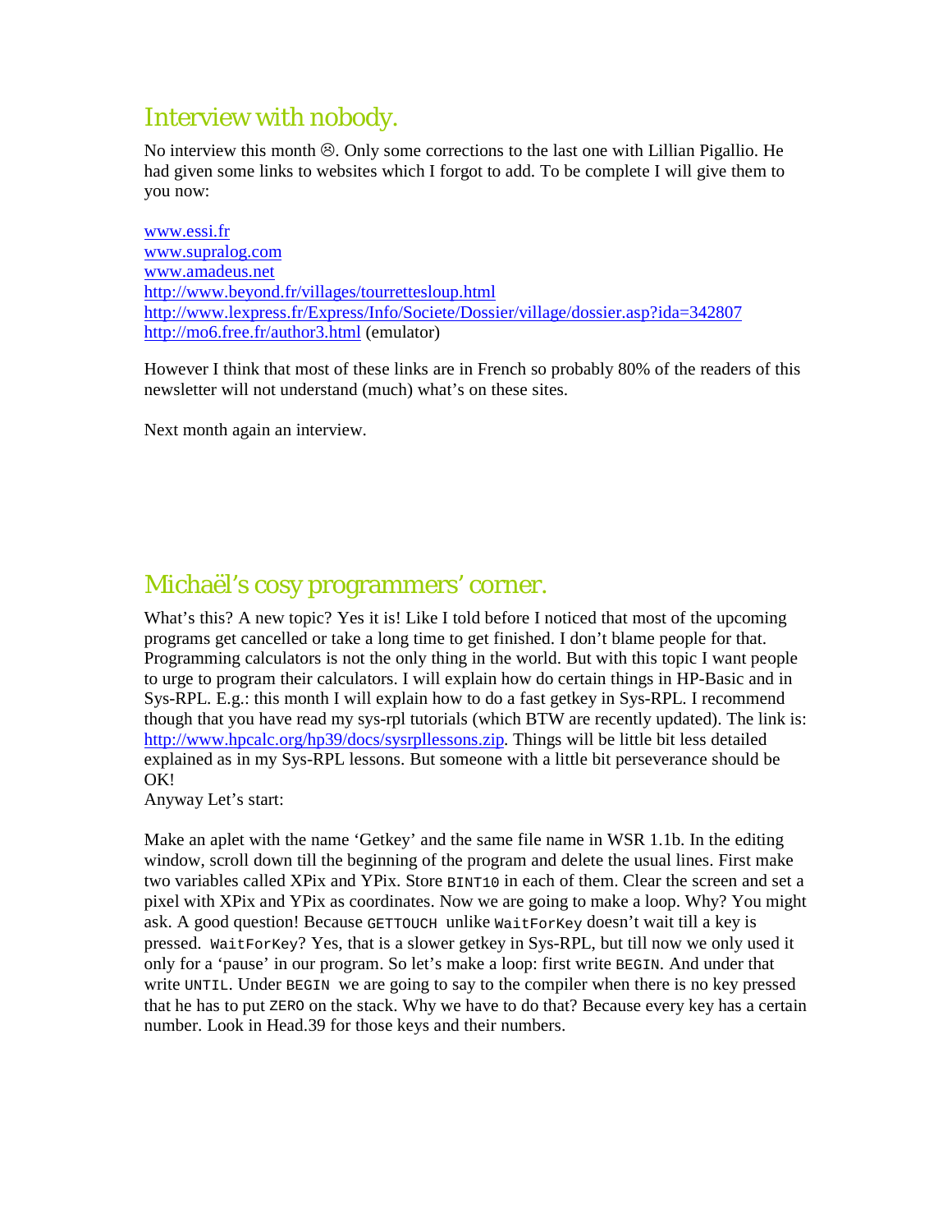## Interview with nobody.

No interview this month ☹. Only some corrections to the last one with Lillian Pigallio. He had given some links to websites which I forgot to add. To be complete I will give them to you now:

www.essi.fr
www.supralog.com
www.amadeus.net
http://www.beyond.fr/villages/tourrettesloup.html
http://www.lexpress.fr/Express/Info/Societe/Dossier/village/dossier.asp?ida=342807
http://mo6.free.fr/author3.html (emulator)

However I think that most of these links are in French so probably 80% of the readers of this newsletter will not understand (much) what's on these sites.

Next month again an interview.

## Michaël's cosy programmers' corner.

What's this? A new topic? Yes it is! Like I told before I noticed that most of the upcoming programs get cancelled or take a long time to get finished. I don't blame people for that. Programming calculators is not the only thing in the world. But with this topic I want people to urge to program their calculators. I will explain how do certain things in HP-Basic and in Sys-RPL. E.g.: this month I will explain how to do a fast getkey in Sys-RPL. I recommend though that you have read my sys-rpl tutorials (which BTW are recently updated). The link is: http://www.hpcalc.org/hp39/docs/sysrpllessons.zip. Things will be little bit less detailed explained as in my Sys-RPL lessons. But someone with a little bit perseverance should be OK!
Anyway Let's start:

Make an aplet with the name 'Getkey' and the same file name in WSR 1.1b. In the editing window, scroll down till the beginning of the program and delete the usual lines. First make two variables called XPix and YPix. Store `BINT10` in each of them. Clear the screen and set a pixel with XPix and YPix as coordinates. Now we are going to make a loop. Why? You might ask. A good question! Because `GETTOUCH` unlike `WaitForKey` doesn't wait till a key is pressed. `WaitForKey`? Yes, that is a slower getkey in Sys-RPL, but till now we only used it only for a 'pause' in our program. So let's make a loop: first write `BEGIN`. And under that write `UNTIL`. Under `BEGIN` we are going to say to the compiler when there is no key pressed that he has to put `ZERO` on the stack. Why we have to do that? Because every key has a certain number. Look in Head.39 for those keys and their numbers.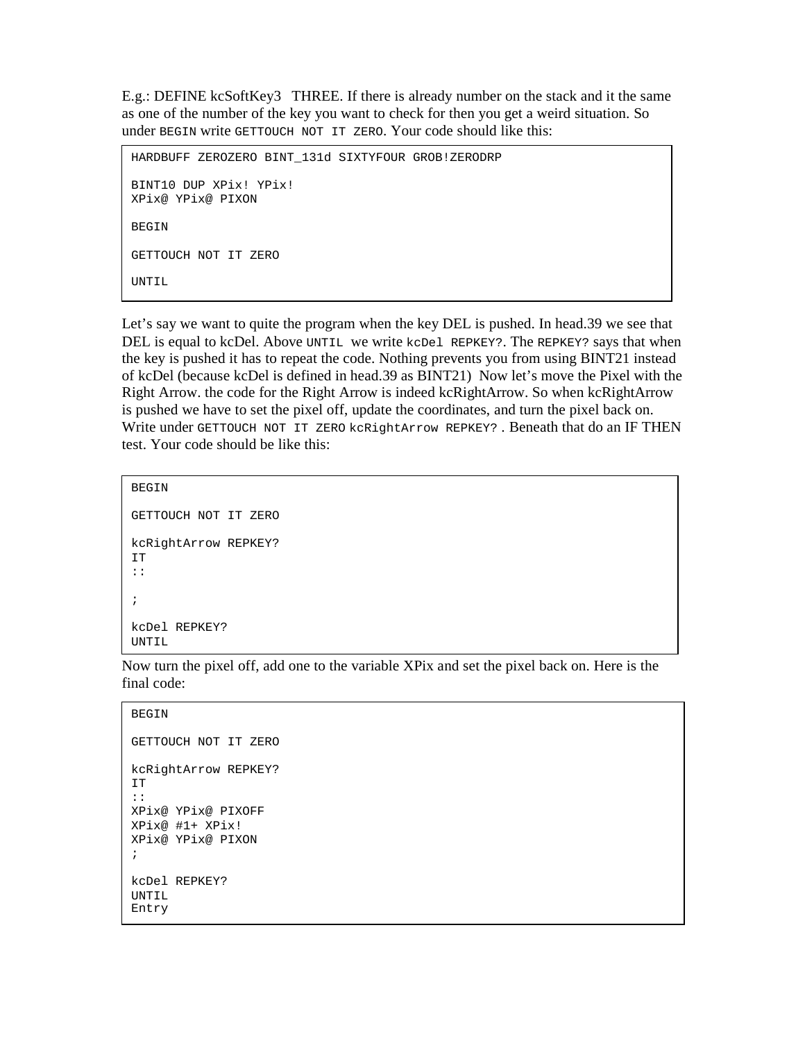E.g.: DEFINE kcSoftKey3 THREE. If there is already number on the stack and it the same as one of the number of the key you want to check for then you get a weird situation. So under `BEGIN` write `GETTOUCH NOT IT ZERO`. Your code should like this:

```
HARDBUFF ZEROZERO BINT_131d SIXTYFOUR GROB!ZERODRP

BINT10 DUP XPix! YPix!
XPix@ YPix@ PIXON

BEGIN

GETTOUCH NOT IT ZERO

UNTIL
```

Let's say we want to quite the program when the key DEL is pushed. In head.39 we see that DEL is equal to kcDel. Above `UNTIL` we write `kcDel REPKEY?`. The `REPKEY?` says that when the key is pushed it has to repeat the code. Nothing prevents you from using BINT21 instead of kcDel (because kcDel is defined in head.39 as BINT21) Now let's move the Pixel with the Right Arrow. the code for the Right Arrow is indeed kcRightArrow. So when kcRightArrow is pushed we have to set the pixel off, update the coordinates, and turn the pixel back on. Write under `GETTOUCH NOT IT ZERO kcRightArrow REPKEY?` . Beneath that do an IF THEN test. Your code should be like this:

```
BEGIN

GETTOUCH NOT IT ZERO

kcRightArrow REPKEY?
IT
::

;

kcDel REPKEY?
UNTIL
```

Now turn the pixel off, add one to the variable XPix and set the pixel back on. Here is the final code:

```
BEGIN

GETTOUCH NOT IT ZERO

kcRightArrow REPKEY?
IT
::
XPix@ YPix@ PIXOFF
XPix@ #1+ XPix!
XPix@ YPix@ PIXON
;

kcDel REPKEY?
UNTIL
Entry
```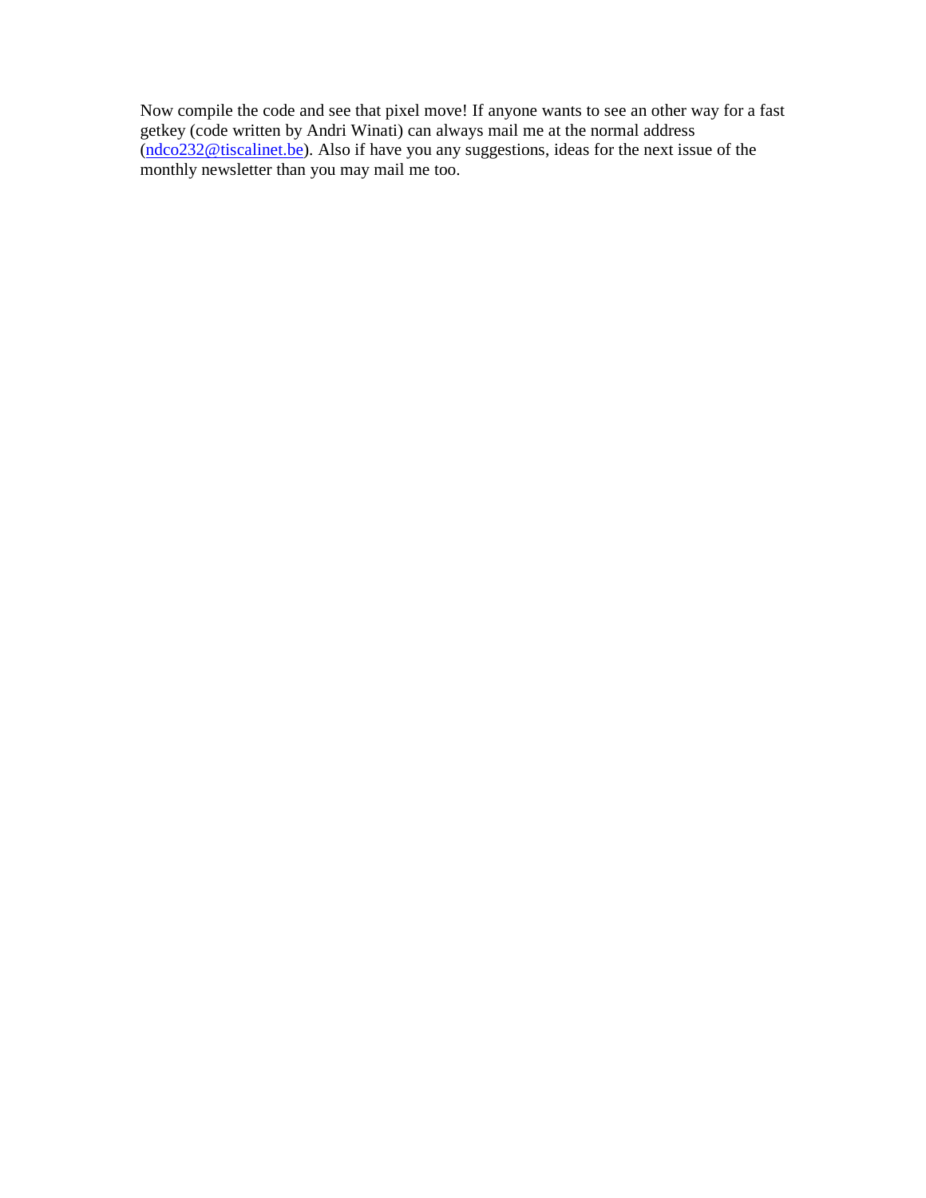Now compile the code and see that pixel move! If anyone wants to see an other way for a fast getkey (code written by Andri Winati) can always mail me at the normal address ([ndco232@tiscalinet.be](mailto:ndco232@tiscalinet.be)). Also if have you any suggestions, ideas for the next issue of the monthly newsletter than you may mail me too.